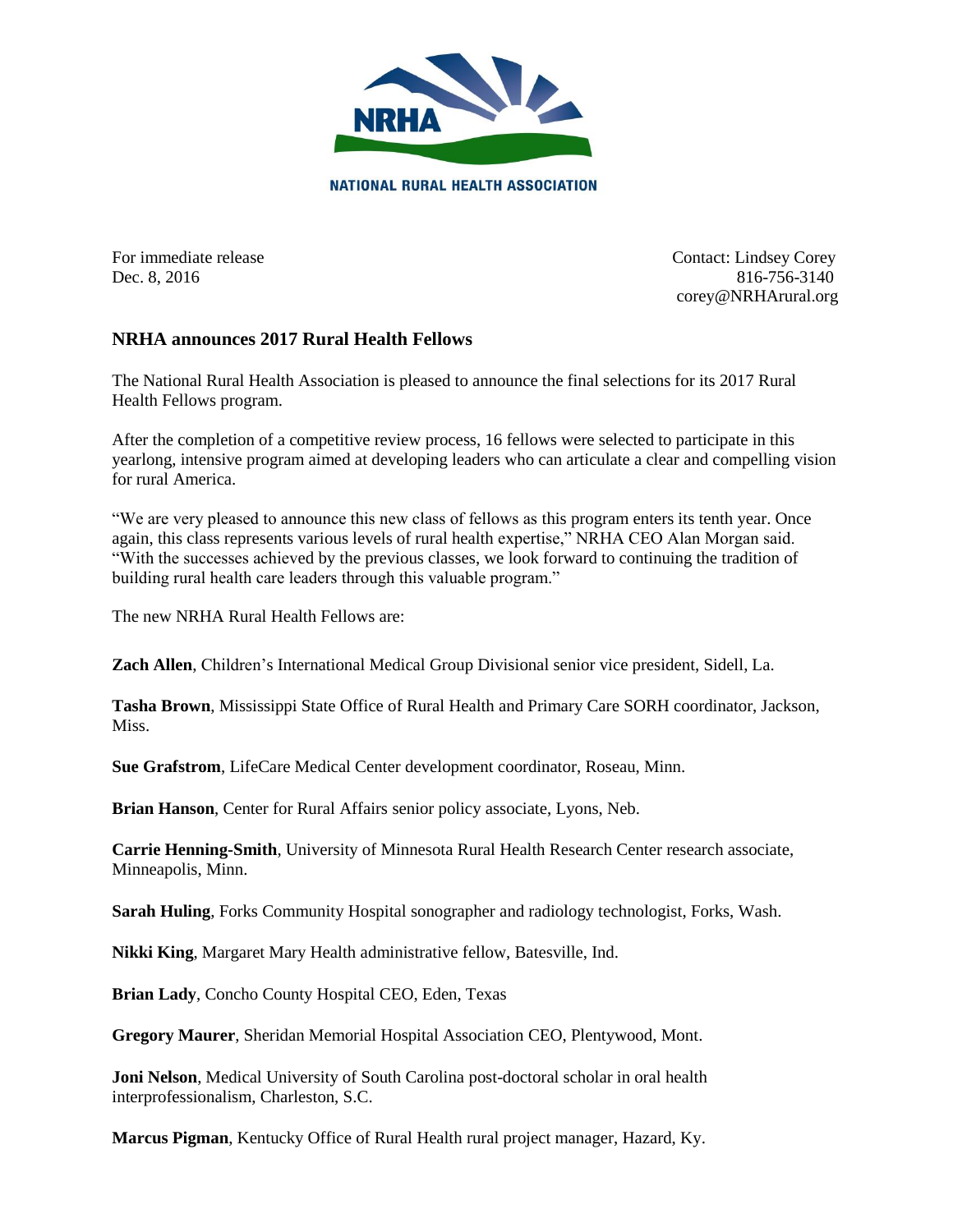NRHA

NATIONAL RURAL HEALTH ASSOCIATION

For immediate release
Dec. 8, 2016

Contact: Lindsey Corey
816-756-3140
corey@NRHArural.org

## NRHA announces 2017 Rural Health Fellows

The National Rural Health Association is pleased to announce the final selections for its 2017 Rural Health Fellows program.

After the completion of a competitive review process, 16 fellows were selected to participate in this yearlong, intensive program aimed at developing leaders who can articulate a clear and compelling vision for rural America.

"We are very pleased to announce this new class of fellows as this program enters its tenth year. Once again, this class represents various levels of rural health expertise," NRHA CEO Alan Morgan said. "With the successes achieved by the previous classes, we look forward to continuing the tradition of building rural health care leaders through this valuable program."

The new NRHA Rural Health Fellows are:

**Zach Allen**, Children's International Medical Group Divisional senior vice president, Sidell, La.

**Tasha Brown**, Mississippi State Office of Rural Health and Primary Care SORH coordinator, Jackson, Miss.

**Sue Grafstrom**, LifeCare Medical Center development coordinator, Roseau, Minn.

**Brian Hanson**, Center for Rural Affairs senior policy associate, Lyons, Neb.

**Carrie Henning-Smith**, University of Minnesota Rural Health Research Center research associate, Minneapolis, Minn.

**Sarah Huling**, Forks Community Hospital sonographer and radiology technologist, Forks, Wash.

**Nikki King**, Margaret Mary Health administrative fellow, Batesville, Ind.

**Brian Lady**, Concho County Hospital CEO, Eden, Texas

**Gregory Maurer**, Sheridan Memorial Hospital Association CEO, Plentywood, Mont.

**Joni Nelson**, Medical University of South Carolina post-doctoral scholar in oral health interprofessionalism, Charleston, S.C.

**Marcus Pigman**, Kentucky Office of Rural Health rural project manager, Hazard, Ky.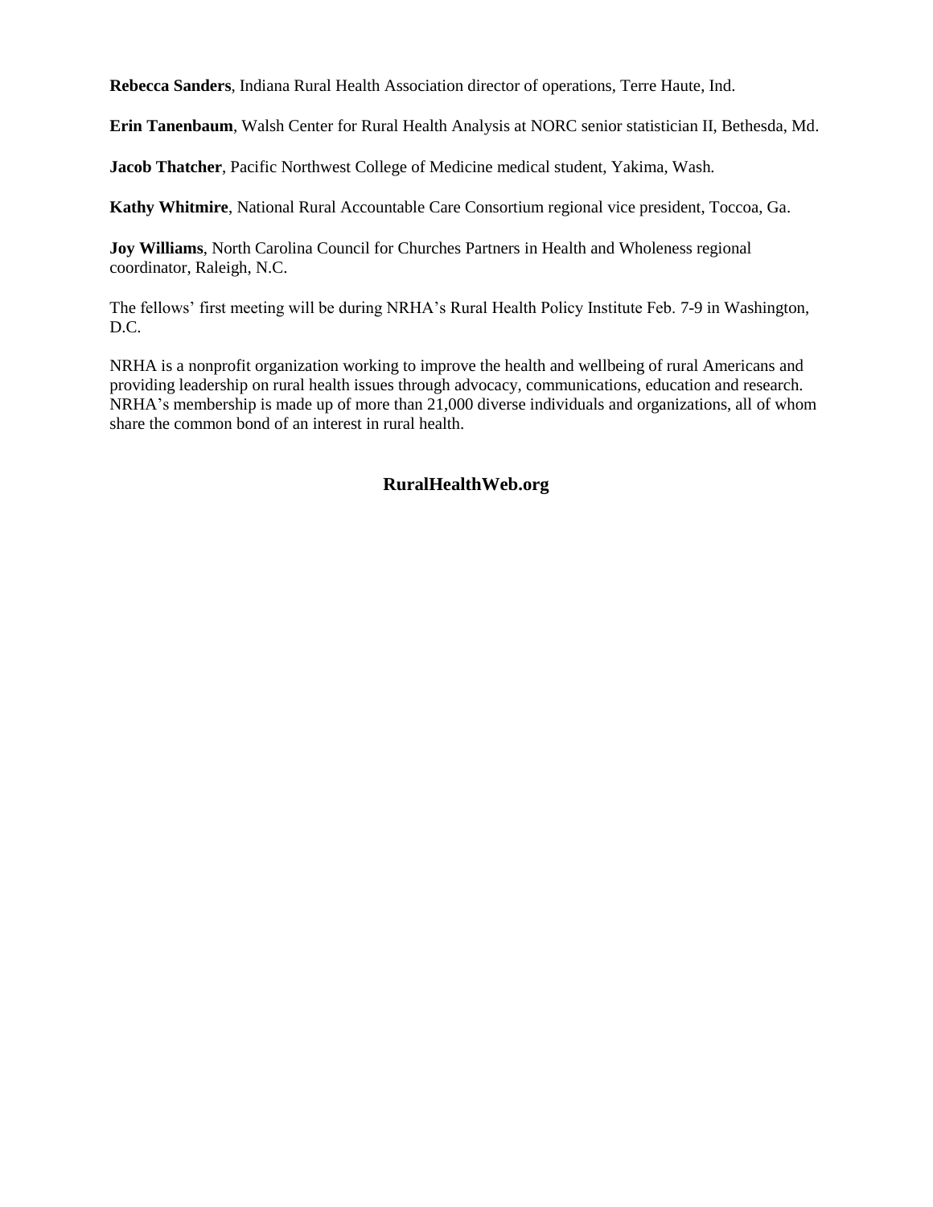**Rebecca Sanders**, Indiana Rural Health Association director of operations, Terre Haute, Ind.

**Erin Tanenbaum**, Walsh Center for Rural Health Analysis at NORC senior statistician II, Bethesda, Md.

**Jacob Thatcher**, Pacific Northwest College of Medicine medical student, Yakima, Wash.

**Kathy Whitmire**, National Rural Accountable Care Consortium regional vice president, Toccoa, Ga.

**Joy Williams**, North Carolina Council for Churches Partners in Health and Wholeness regional coordinator, Raleigh, N.C.

The fellows' first meeting will be during NRHA's Rural Health Policy Institute Feb. 7-9 in Washington, D.C.

NRHA is a nonprofit organization working to improve the health and wellbeing of rural Americans and providing leadership on rural health issues through advocacy, communications, education and research. NRHA's membership is made up of more than 21,000 diverse individuals and organizations, all of whom share the common bond of an interest in rural health.

**RuralHealthWeb.org**